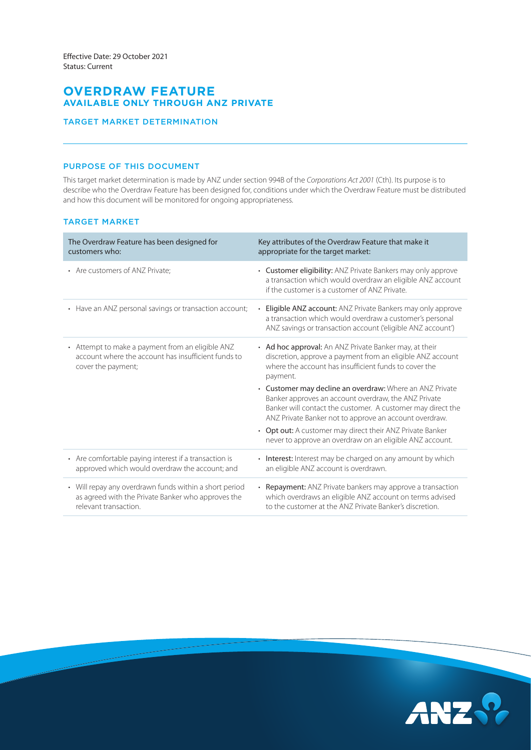Effective Date: 29 October 2021
Status: Current

# OVERDRAW FEATURE
## AVAILABLE ONLY THROUGH ANZ PRIVATE

### TARGET MARKET DETERMINATION

### PURPOSE OF THIS DOCUMENT

This target market determination is made by ANZ under section 994B of the *Corporations Act 2001* (Cth). Its purpose is to describe who the Overdraw Feature has been designed for, conditions under which the Overdraw Feature must be distributed and how this document will be monitored for ongoing appropriateness.

### TARGET MARKET

| The Overdraw Feature has been designed for customers who: | Key attributes of the Overdraw Feature that make it appropriate for the target market: |
|---|---|
| • Are customers of ANZ Private; | • **Customer eligibility:** ANZ Private Bankers may only approve a transaction which would overdraw an eligible ANZ account if the customer is a customer of ANZ Private. |
| • Have an ANZ personal savings or transaction account; | • **Eligible ANZ account:** ANZ Private Bankers may only approve a transaction which would overdraw a customer's personal ANZ savings or transaction account ('eligible ANZ account') |
| • Attempt to make a payment from an eligible ANZ account where the account has insufficient funds to cover the payment; | • **Ad hoc approval:** An ANZ Private Banker may, at their discretion, approve a payment from an eligible ANZ account where the account has insufficient funds to cover the payment.<br>• **Customer may decline an overdraw:** Where an ANZ Private Banker approves an account overdraw, the ANZ Private Banker will contact the customer. A customer may direct the ANZ Private Banker not to approve an account overdraw.<br>• **Opt out:** A customer may direct their ANZ Private Banker never to approve an overdraw on an eligible ANZ account. |
| • Are comfortable paying interest if a transaction is approved which would overdraw the account; and | • **Interest:** Interest may be charged on any amount by which an eligible ANZ account is overdrawn. |
| • Will repay any overdrawn funds within a short period as agreed with the Private Banker who approves the relevant transaction. | • **Repayment:** ANZ Private bankers may approve a transaction which overdraws an eligible ANZ account on terms advised to the customer at the ANZ Private Banker's discretion. |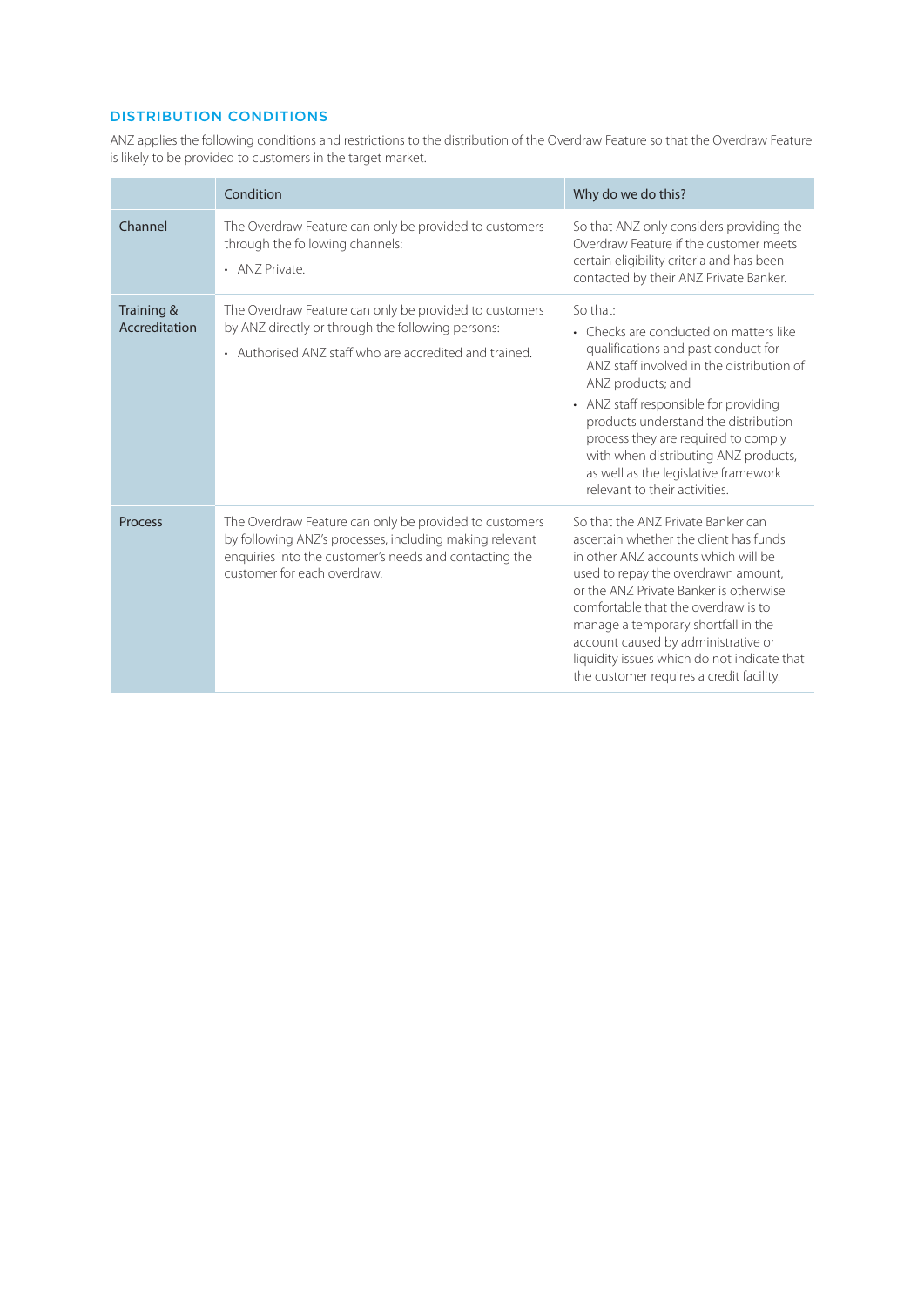## DISTRIBUTION CONDITIONS

ANZ applies the following conditions and restrictions to the distribution of the Overdraw Feature so that the Overdraw Feature is likely to be provided to customers in the target market.

| | Condition | Why do we do this? |
|---|---|---|
| Channel | The Overdraw Feature can only be provided to customers through the following channels:<br>• ANZ Private. | So that ANZ only considers providing the Overdraw Feature if the customer meets certain eligibility criteria and has been contacted by their ANZ Private Banker. |
| Training & Accreditation | The Overdraw Feature can only be provided to customers by ANZ directly or through the following persons:<br>• Authorised ANZ staff who are accredited and trained. | So that:<br>• Checks are conducted on matters like qualifications and past conduct for ANZ staff involved in the distribution of ANZ products; and<br>• ANZ staff responsible for providing products understand the distribution process they are required to comply with when distributing ANZ products, as well as the legislative framework relevant to their activities. |
| Process | The Overdraw Feature can only be provided to customers by following ANZ's processes, including making relevant enquiries into the customer's needs and contacting the customer for each overdraw. | So that the ANZ Private Banker can ascertain whether the client has funds in other ANZ accounts which will be used to repay the overdrawn amount, or the ANZ Private Banker is otherwise comfortable that the overdraw is to manage a temporary shortfall in the account caused by administrative or liquidity issues which do not indicate that the customer requires a credit facility. |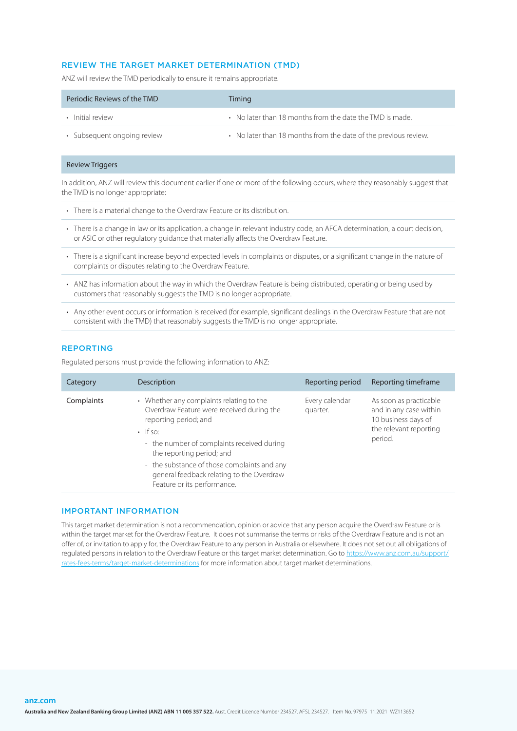## REVIEW THE TARGET MARKET DETERMINATION (TMD)

ANZ will review the TMD periodically to ensure it remains appropriate.

| Periodic Reviews of the TMD | Timing |
|---|---|
| • Initial review | • No later than 18 months from the date the TMD is made. |
| • Subsequent ongoing review | • No later than 18 months from the date of the previous review. |

**Review Triggers**

In addition, ANZ will review this document earlier if one or more of the following occurs, where they reasonably suggest that the TMD is no longer appropriate:

- There is a material change to the Overdraw Feature or its distribution.
- There is a change in law or its application, a change in relevant industry code, an AFCA determination, a court decision, or ASIC or other regulatory guidance that materially affects the Overdraw Feature.
- There is a significant increase beyond expected levels in complaints or disputes, or a significant change in the nature of complaints or disputes relating to the Overdraw Feature.
- ANZ has information about the way in which the Overdraw Feature is being distributed, operating or being used by customers that reasonably suggests the TMD is no longer appropriate.
- Any other event occurs or information is received (for example, significant dealings in the Overdraw Feature that are not consistent with the TMD) that reasonably suggests the TMD is no longer appropriate.

## REPORTING

Regulated persons must provide the following information to ANZ:

| Category | Description | Reporting period | Reporting timeframe |
|---|---|---|---|
| Complaints | • Whether any complaints relating to the Overdraw Feature were received during the reporting period; and<br>• If so:<br>- the number of complaints received during the reporting period; and<br>- the substance of those complaints and any general feedback relating to the Overdraw Feature or its performance. | Every calendar quarter. | As soon as practicable and in any case within 10 business days of the relevant reporting period. |

## IMPORTANT INFORMATION

This target market determination is not a recommendation, opinion or advice that any person acquire the Overdraw Feature or is within the target market for the Overdraw Feature. It does not summarise the terms or risks of the Overdraw Feature and is not an offer of, or invitation to apply for, the Overdraw Feature to any person in Australia or elsewhere. It does not set out all obligations of regulated persons in relation to the Overdraw Feature or this target market determination. Go to https://www.anz.com.au/support/rates-fees-terms/target-market-determinations for more information about target market determinations.

anz.com

**Australia and New Zealand Banking Group Limited (ANZ) ABN 11 005 357 522.** Aust. Credit Licence Number 234527. AFSL 234527. Item No. 97975 11.2021 WZ113652